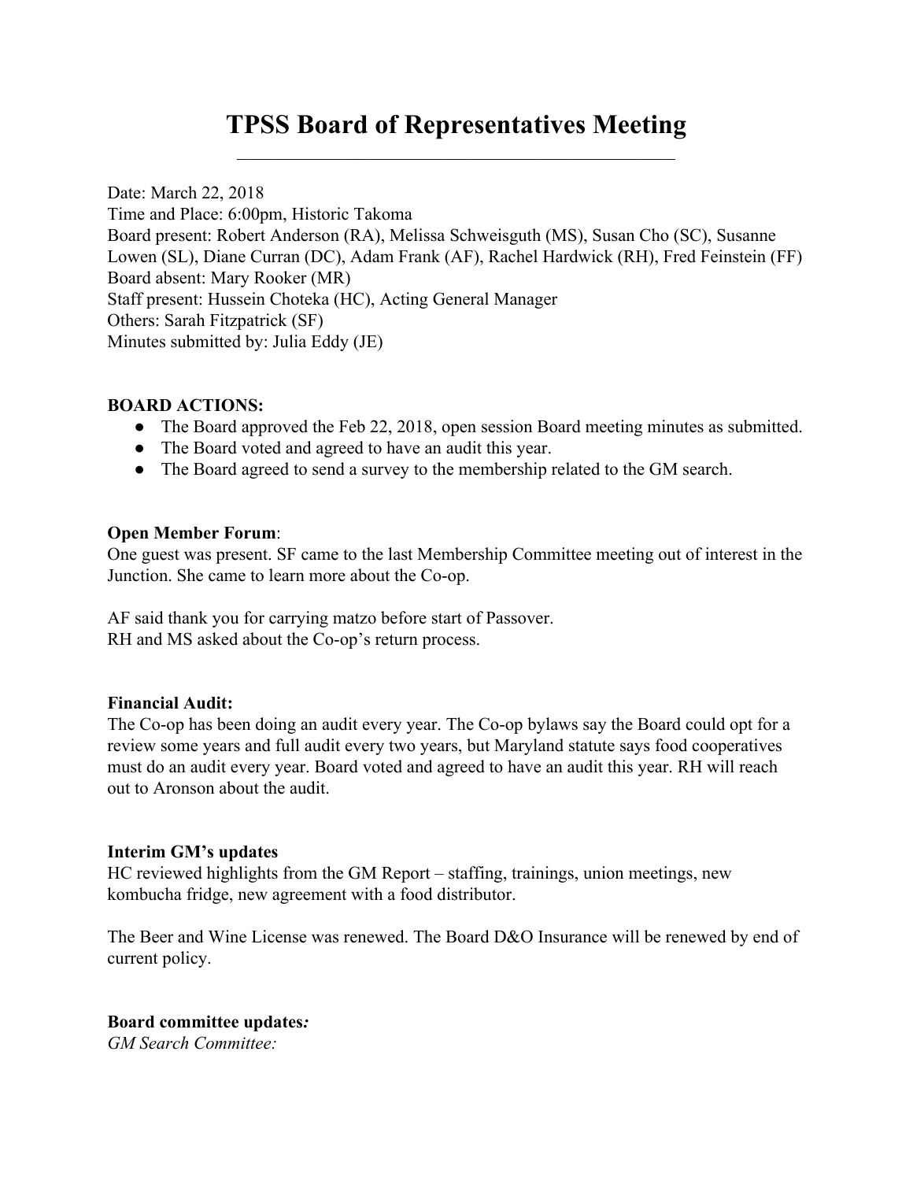# TPSS Board of Representatives Meeting

Date: March 22, 2018
Time and Place: 6:00pm, Historic Takoma
Board present: Robert Anderson (RA), Melissa Schweisguth (MS), Susan Cho (SC), Susanne Lowen (SL), Diane Curran (DC), Adam Frank (AF), Rachel Hardwick (RH), Fred Feinstein (FF)
Board absent: Mary Rooker (MR)
Staff present: Hussein Choteka (HC), Acting General Manager
Others: Sarah Fitzpatrick (SF)
Minutes submitted by: Julia Eddy (JE)

**BOARD ACTIONS:**

- The Board approved the Feb 22, 2018, open session Board meeting minutes as submitted.
- The Board voted and agreed to have an audit this year.
- The Board agreed to send a survey to the membership related to the GM search.

**Open Member Forum**:
One guest was present. SF came to the last Membership Committee meeting out of interest in the Junction. She came to learn more about the Co-op.

AF said thank you for carrying matzo before start of Passover.
RH and MS asked about the Co-op's return process.

**Financial Audit:**
The Co-op has been doing an audit every year. The Co-op bylaws say the Board could opt for a review some years and full audit every two years, but Maryland statute says food cooperatives must do an audit every year. Board voted and agreed to have an audit this year. RH will reach out to Aronson about the audit.

**Interim GM's updates**
HC reviewed highlights from the GM Report – staffing, trainings, union meetings, new kombucha fridge, new agreement with a food distributor.

The Beer and Wine License was renewed. The Board D&O Insurance will be renewed by end of current policy.

**Board committee updates***:*
*GM Search Committee:*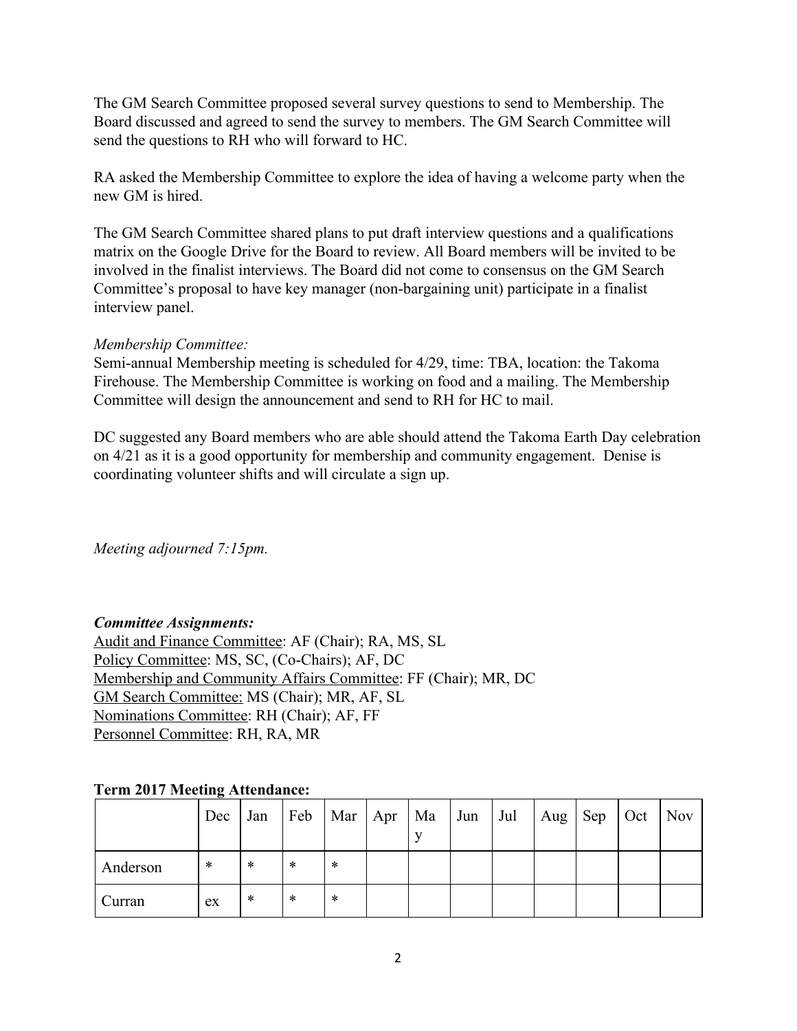The GM Search Committee proposed several survey questions to send to Membership. The Board discussed and agreed to send the survey to members. The GM Search Committee will send the questions to RH who will forward to HC.

RA asked the Membership Committee to explore the idea of having a welcome party when the new GM is hired.

The GM Search Committee shared plans to put draft interview questions and a qualifications matrix on the Google Drive for the Board to review. All Board members will be invited to be involved in the finalist interviews. The Board did not come to consensus on the GM Search Committee's proposal to have key manager (non-bargaining unit) participate in a finalist interview panel.

*Membership Committee:*
Semi-annual Membership meeting is scheduled for 4/29, time: TBA, location: the Takoma Firehouse. The Membership Committee is working on food and a mailing. The Membership Committee will design the announcement and send to RH for HC to mail.

DC suggested any Board members who are able should attend the Takoma Earth Day celebration on 4/21 as it is a good opportunity for membership and community engagement. Denise is coordinating volunteer shifts and will circulate a sign up.

*Meeting adjourned 7:15pm.*

***Committee Assignments:***
Audit and Finance Committee: AF (Chair); RA, MS, SL
Policy Committee: MS, SC, (Co-Chairs); AF, DC
Membership and Community Affairs Committee: FF (Chair); MR, DC
GM Search Committee: MS (Chair); MR, AF, SL
Nominations Committee: RH (Chair); AF, FF
Personnel Committee: RH, RA, MR

**Term 2017 Meeting Attendance:**

| | Dec | Jan | Feb | Mar | Apr | May | Jun | Jul | Aug | Sep | Oct | Nov |
|---|---|---|---|---|---|---|---|---|---|---|---|---|
| Anderson | * | * | * | * | | | | | | | | |
| Curran | ex | * | * | * | | | | | | | | |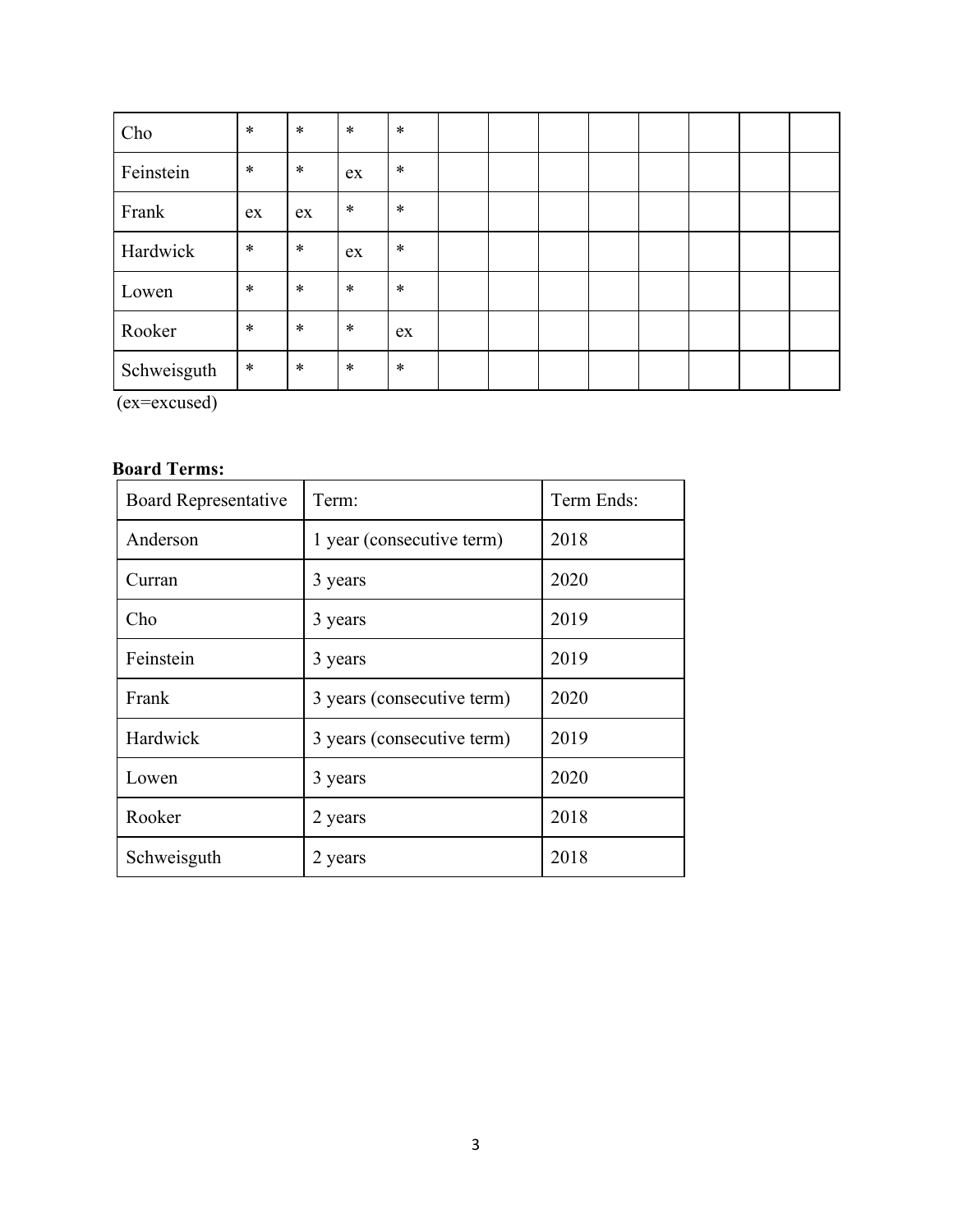| | | | | | | | | | | | | |
|---|---|---|---|---|---|---|---|---|---|---|---|---|
| Cho | * | * | * | * | | | | | | | | |
| Feinstein | * | * | ex | * | | | | | | | | |
| Frank | ex | ex | * | * | | | | | | | | |
| Hardwick | * | * | ex | * | | | | | | | | |
| Lowen | * | * | * | * | | | | | | | | |
| Rooker | * | * | * | ex | | | | | | | | |
| Schweisguth | * | * | * | * | | | | | | | | |

(ex=excused)

**Board Terms:**

| Board Representative | Term: | Term Ends: |
|---|---|---|
| Anderson | 1 year (consecutive term) | 2018 |
| Curran | 3 years | 2020 |
| Cho | 3 years | 2019 |
| Feinstein | 3 years | 2019 |
| Frank | 3 years (consecutive term) | 2020 |
| Hardwick | 3 years (consecutive term) | 2019 |
| Lowen | 3 years | 2020 |
| Rooker | 2 years | 2018 |
| Schweisguth | 2 years | 2018 |